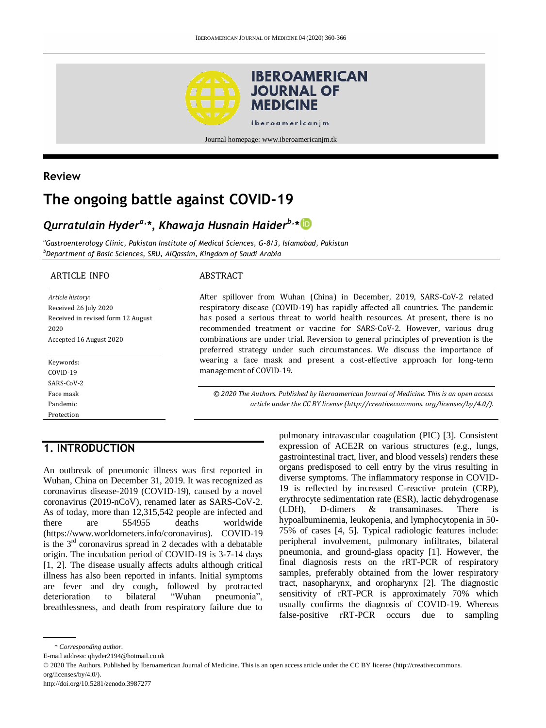Journal homepage: www.iberoamericanjm.tk

## Review

# The ongoing battle against COVID-19

***Qurratulain Hyder[a],\*, Khawaja Husnain Haider[b],\****

[a] *Gastroenterology Clinic, Pakistan Institute of Medical Sciences, G-8/3, Islamabad, Pakistan*
[b] *Department of Basic Sciences, SRU, AlQassim, Kingdom of Saudi Arabia*

**ARTICLE INFO**

*Article history:*
Received 26 July 2020
Received in revised form 12 August 2020
Accepted 16 August 2020

Keywords:
COVID-19
SARS-CoV-2
Face mask
Pandemic
Protection

**ABSTRACT**

After spillover from Wuhan (China) in December, 2019, SARS-CoV-2 related respiratory disease (COVID-19) has rapidly affected all countries. The pandemic has posed a serious threat to world health resources. At present, there is no recommended treatment or vaccine for SARS-CoV-2. However, various drug combinations are under trial. Reversion to general principles of prevention is the preferred strategy under such circumstances. We discuss the importance of wearing a face mask and present a cost-effective approach for long-term management of COVID-19.

*© 2020 The Authors. Published by Iberoamerican Journal of Medicine. This is an open access article under the CC BY license (http://creativecommons. org/licenses/by/4.0/).*

## 1. INTRODUCTION

An outbreak of pneumonic illness was first reported in Wuhan, China on December 31, 2019. It was recognized as coronavirus disease-2019 (COVID-19), caused by a novel coronavirus (2019-nCoV), renamed later as SARS-CoV-2. As of today, more than 12,315,542 people are infected and there are 554955 deaths worldwide (https://www.worldometers.info/coronavirus). COVID-19 is the 3rd coronavirus spread in 2 decades with a debatable origin. The incubation period of COVID-19 is 3-7-14 days [1, 2]. The disease usually affects adults although critical illness has also been reported in infants. Initial symptoms are fever and dry cough**,** followed by protracted deterioration to bilateral "Wuhan pneumonia", breathlessness, and death from respiratory failure due to pulmonary intravascular coagulation (PIC) [3]. Consistent expression of ACE2R on various structures (e.g., lungs, gastrointestinal tract, liver, and blood vessels) renders these organs predisposed to cell entry by the virus resulting in diverse symptoms. The inflammatory response in COVID-19 is reflected by increased C-reactive protein (CRP), erythrocyte sedimentation rate (ESR), lactic dehydrogenase (LDH), D-dimers & transaminases. There is hypoalbuminemia, leukopenia, and lymphocytopenia in 50-75% of cases [4, 5]. Typical radiologic features include: peripheral involvement, pulmonary infiltrates, bilateral pneumonia, and ground-glass opacity [1]. However, the final diagnosis rests on the rRT-PCR of respiratory samples, preferably obtained from the lower respiratory tract, nasopharynx, and oropharynx [2]. The diagnostic sensitivity of rRT-PCR is approximately 70% which usually confirms the diagnosis of COVID-19. Whereas false-positive rRT-PCR occurs due to sampling

\* *Corresponding author.*
E-mail address: qhyder2194@hotmail.co.uk
© 2020 The Authors. Published by Iberoamerican Journal of Medicine. This is an open access article under the CC BY license (http://creativecommons. org/licenses/by/4.0/).
http://doi.org/10.5281/zenodo.3987277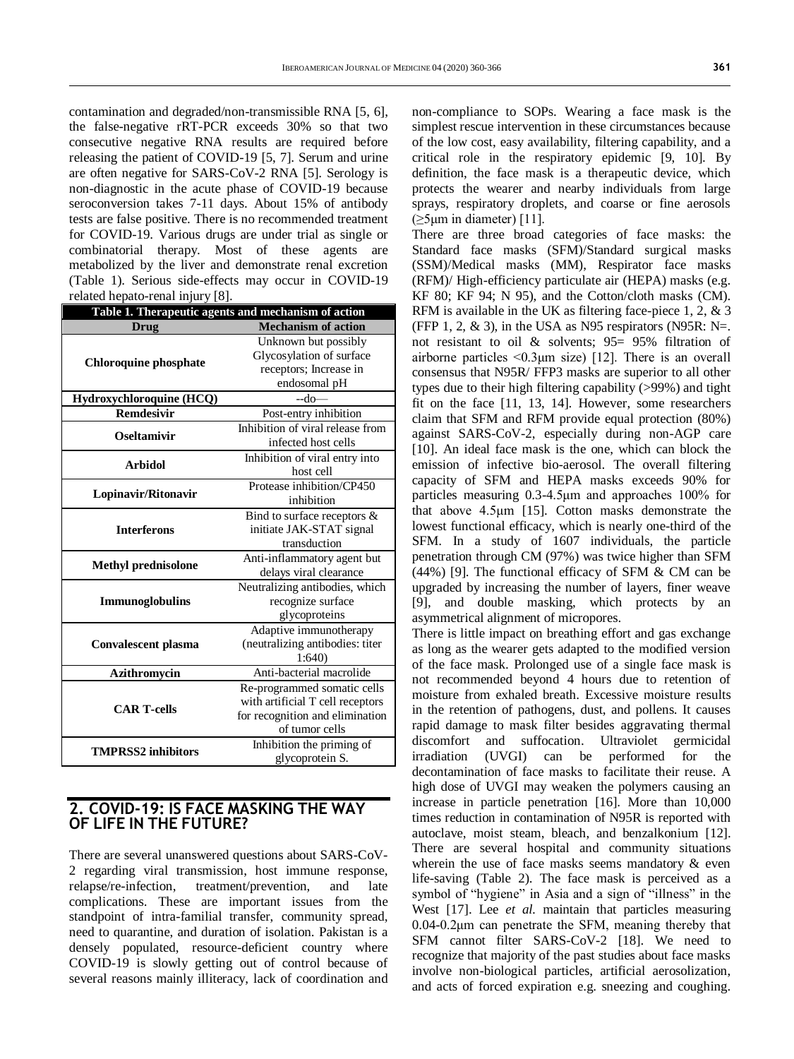contamination and degraded/non-transmissible RNA [5, 6], the false-negative rRT-PCR exceeds 30% so that two consecutive negative RNA results are required before releasing the patient of COVID-19 [5, 7]. Serum and urine are often negative for SARS-CoV-2 RNA [5]. Serology is non-diagnostic in the acute phase of COVID-19 because seroconversion takes 7-11 days. About 15% of antibody tests are false positive. There is no recommended treatment for COVID-19. Various drugs are under trial as single or combinatorial therapy. Most of these agents are metabolized by the liver and demonstrate renal excretion (Table 1). Serious side-effects may occur in COVID-19 related hepato-renal injury [8].

**Table 1. Therapeutic agents and mechanism of action**

| Drug | Mechanism of action |
|---|---|
| **Chloroquine phosphate** | Unknown but possibly Glycosylation of surface receptors; Increase in endosomal pH |
| **Hydroxychloroquine (HCQ)** | --do— |
| **Remdesivir** | Post-entry inhibition |
| **Oseltamivir** | Inhibition of viral release from infected host cells |
| **Arbidol** | Inhibition of viral entry into host cell |
| **Lopinavir/Ritonavir** | Protease inhibition/CP450 inhibition |
| **Interferons** | Bind to surface receptors & initiate JAK-STAT signal transduction |
| **Methyl prednisolone** | Anti-inflammatory agent but delays viral clearance |
| **Immunoglobulins** | Neutralizing antibodies, which recognize surface glycoproteins |
| **Convalescent plasma** | Adaptive immunotherapy (neutralizing antibodies: titer 1:640) |
| **Azithromycin** | Anti-bacterial macrolide |
| **CAR T-cells** | Re-programmed somatic cells with artificial T cell receptors for recognition and elimination of tumor cells |
| **TMPRSS2 inhibitors** | Inhibition the priming of glycoprotein S. |

## 2. COVID-19: IS FACE MASKING THE WAY OF LIFE IN THE FUTURE?

There are several unanswered questions about SARS-CoV-2 regarding viral transmission, host immune response, relapse/re-infection, treatment/prevention, and late complications. These are important issues from the standpoint of intra-familial transfer, community spread, need to quarantine, and duration of isolation. Pakistan is a densely populated, resource-deficient country where COVID-19 is slowly getting out of control because of several reasons mainly illiteracy, lack of coordination and non-compliance to SOPs. Wearing a face mask is the simplest rescue intervention in these circumstances because of the low cost, easy availability, filtering capability, and a critical role in the respiratory epidemic [9, 10]. By definition, the face mask is a therapeutic device, which protects the wearer and nearby individuals from large sprays, respiratory droplets, and coarse or fine aerosols (≥5μm in diameter) [11].

There are three broad categories of face masks: the Standard face masks (SFM)/Standard surgical masks (SSM)/Medical masks (MM), Respirator face masks (RFM)/ High-efficiency particulate air (HEPA) masks (e.g. KF 80; KF 94; N 95), and the Cotton/cloth masks (CM). RFM is available in the UK as filtering face-piece 1, 2, & 3 (FFP 1, 2, & 3), in the USA as N95 respirators (N95R: N=. not resistant to oil & solvents; 95= 95% filtration of airborne particles <0.3μm size) [12]. There is an overall consensus that N95R/ FFP3 masks are superior to all other types due to their high filtering capability (>99%) and tight fit on the face [11, 13, 14]. However, some researchers claim that SFM and RFM provide equal protection (80%) against SARS-CoV-2, especially during non-AGP care [10]. An ideal face mask is the one, which can block the emission of infective bio-aerosol. The overall filtering capacity of SFM and HEPA masks exceeds 90% for particles measuring 0.3-4.5μm and approaches 100% for that above 4.5μm [15]. Cotton masks demonstrate the lowest functional efficacy, which is nearly one-third of the SFM. In a study of 1607 individuals, the particle penetration through CM (97%) was twice higher than SFM (44%) [9]. The functional efficacy of SFM & CM can be upgraded by increasing the number of layers, finer weave [9], and double masking, which protects by an asymmetrical alignment of micropores.

There is little impact on breathing effort and gas exchange as long as the wearer gets adapted to the modified version of the face mask. Prolonged use of a single face mask is not recommended beyond 4 hours due to retention of moisture from exhaled breath. Excessive moisture results in the retention of pathogens, dust, and pollens. It causes rapid damage to mask filter besides aggravating thermal discomfort and suffocation. Ultraviolet germicidal irradiation (UVGI) can be performed for the decontamination of face masks to facilitate their reuse. A high dose of UVGI may weaken the polymers causing an increase in particle penetration [16]. More than 10,000 times reduction in contamination of N95R is reported with autoclave, moist steam, bleach, and benzalkonium [12]. There are several hospital and community situations wherein the use of face masks seems mandatory & even life-saving (Table 2). The face mask is perceived as a symbol of "hygiene" in Asia and a sign of "illness" in the West [17]. Lee *et al.* maintain that particles measuring 0.04-0.2μm can penetrate the SFM, meaning thereby that SFM cannot filter SARS-CoV-2 [18]. We need to recognize that majority of the past studies about face masks involve non-biological particles, artificial aerosolization, and acts of forced expiration e.g. sneezing and coughing.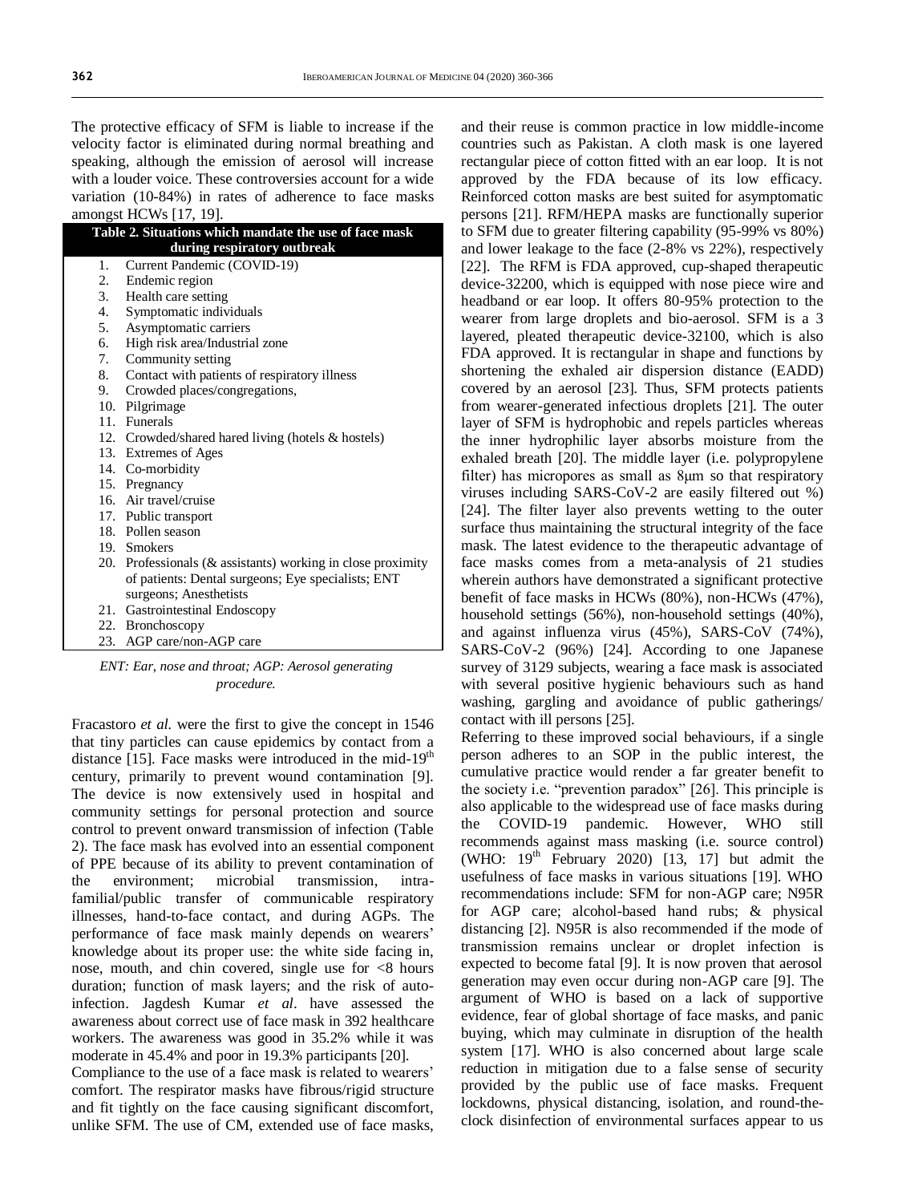The protective efficacy of SFM is liable to increase if the velocity factor is eliminated during normal breathing and speaking, although the emission of aerosol will increase with a louder voice. These controversies account for a wide variation (10-84%) in rates of adherence to face masks amongst HCWs [17, 19].

| Table 2. Situations which mandate the use of face mask during respiratory outbreak |
|---|
| 1. Current Pandemic (COVID-19) |
| 2. Endemic region |
| 3. Health care setting |
| 4. Symptomatic individuals |
| 5. Asymptomatic carriers |
| 6. High risk area/Industrial zone |
| 7. Community setting |
| 8. Contact with patients of respiratory illness |
| 9. Crowded places/congregations, |
| 10. Pilgrimage |
| 11. Funerals |
| 12. Crowded/shared hared living (hotels & hostels) |
| 13. Extremes of Ages |
| 14. Co-morbidity |
| 15. Pregnancy |
| 16. Air travel/cruise |
| 17. Public transport |
| 18. Pollen season |
| 19. Smokers |
| 20. Professionals (& assistants) working in close proximity of patients: Dental surgeons; Eye specialists; ENT surgeons; Anesthetists |
| 21. Gastrointestinal Endoscopy |
| 22. Bronchoscopy |
| 23. AGP care/non-AGP care |

*ENT: Ear, nose and throat; AGP: Aerosol generating procedure.*

Fracastoro *et al.* were the first to give the concept in 1546 that tiny particles can cause epidemics by contact from a distance [15]. Face masks were introduced in the mid-19th century, primarily to prevent wound contamination [9]. The device is now extensively used in hospital and community settings for personal protection and source control to prevent onward transmission of infection (Table 2). The face mask has evolved into an essential component of PPE because of its ability to prevent contamination of the environment; microbial transmission, intra-familial/public transfer of communicable respiratory illnesses, hand-to-face contact, and during AGPs. The performance of face mask mainly depends on wearers' knowledge about its proper use: the white side facing in, nose, mouth, and chin covered, single use for <8 hours duration; function of mask layers; and the risk of auto-infection. Jagdesh Kumar *et al*. have assessed the awareness about correct use of face mask in 392 healthcare workers. The awareness was good in 35.2% while it was moderate in 45.4% and poor in 19.3% participants [20].

Compliance to the use of a face mask is related to wearers' comfort. The respirator masks have fibrous/rigid structure and fit tightly on the face causing significant discomfort, unlike SFM. The use of CM, extended use of face masks, and their reuse is common practice in low middle-income countries such as Pakistan. A cloth mask is one layered rectangular piece of cotton fitted with an ear loop. It is not approved by the FDA because of its low efficacy. Reinforced cotton masks are best suited for asymptomatic persons [21]. RFM/HEPA masks are functionally superior to SFM due to greater filtering capability (95-99% vs 80%) and lower leakage to the face (2-8% vs 22%), respectively [22]. The RFM is FDA approved, cup-shaped therapeutic device-32200, which is equipped with nose piece wire and headband or ear loop. It offers 80-95% protection to the wearer from large droplets and bio-aerosol. SFM is a 3 layered, pleated therapeutic device-32100, which is also FDA approved. It is rectangular in shape and functions by shortening the exhaled air dispersion distance (EADD) covered by an aerosol [23]. Thus, SFM protects patients from wearer-generated infectious droplets [21]. The outer layer of SFM is hydrophobic and repels particles whereas the inner hydrophilic layer absorbs moisture from the exhaled breath [20]. The middle layer (i.e. polypropylene filter) has micropores as small as 8μm so that respiratory viruses including SARS-CoV-2 are easily filtered out %) [24]. The filter layer also prevents wetting to the outer surface thus maintaining the structural integrity of the face mask. The latest evidence to the therapeutic advantage of face masks comes from a meta-analysis of 21 studies wherein authors have demonstrated a significant protective benefit of face masks in HCWs (80%), non-HCWs (47%), household settings (56%), non-household settings (40%), and against influenza virus (45%), SARS-CoV (74%), SARS-CoV-2 (96%) [24]. According to one Japanese survey of 3129 subjects, wearing a face mask is associated with several positive hygienic behaviours such as hand washing, gargling and avoidance of public gatherings/ contact with ill persons [25].

Referring to these improved social behaviours, if a single person adheres to an SOP in the public interest, the cumulative practice would render a far greater benefit to the society i.e. "prevention paradox" [26]. This principle is also applicable to the widespread use of face masks during the COVID-19 pandemic. However, WHO still recommends against mass masking (i.e. source control) (WHO: 19th February 2020) [13, 17] but admit the usefulness of face masks in various situations [19]. WHO recommendations include: SFM for non-AGP care; N95R for AGP care; alcohol-based hand rubs; & physical distancing [2]. N95R is also recommended if the mode of transmission remains unclear or droplet infection is expected to become fatal [9]. It is now proven that aerosol generation may even occur during non-AGP care [9]. The argument of WHO is based on a lack of supportive evidence, fear of global shortage of face masks, and panic buying, which may culminate in disruption of the health system [17]. WHO is also concerned about large scale reduction in mitigation due to a false sense of security provided by the public use of face masks. Frequent lockdowns, physical distancing, isolation, and round-the-clock disinfection of environmental surfaces appear to us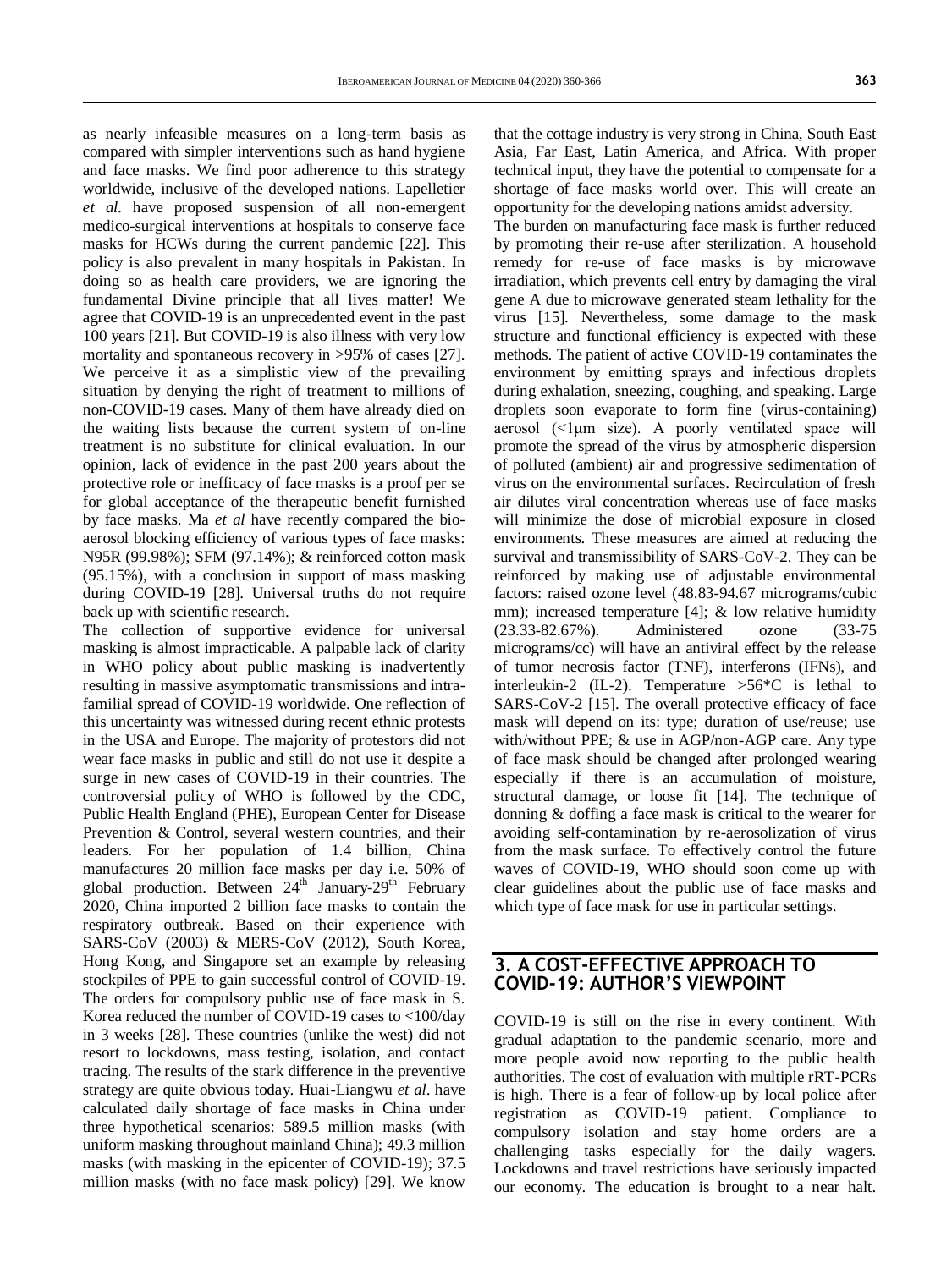as nearly infeasible measures on a long-term basis as compared with simpler interventions such as hand hygiene and face masks. We find poor adherence to this strategy worldwide, inclusive of the developed nations. Lapelletier *et al*. have proposed suspension of all non-emergent medico-surgical interventions at hospitals to conserve face masks for HCWs during the current pandemic [22]. This policy is also prevalent in many hospitals in Pakistan. In doing so as health care providers, we are ignoring the fundamental Divine principle that all lives matter! We agree that COVID-19 is an unprecedented event in the past 100 years [21]. But COVID-19 is also illness with very low mortality and spontaneous recovery in >95% of cases [27]. We perceive it as a simplistic view of the prevailing situation by denying the right of treatment to millions of non-COVID-19 cases. Many of them have already died on the waiting lists because the current system of on-line treatment is no substitute for clinical evaluation. In our opinion, lack of evidence in the past 200 years about the protective role or inefficacy of face masks is a proof per se for global acceptance of the therapeutic benefit furnished by face masks. Ma *et al* have recently compared the bio-aerosol blocking efficiency of various types of face masks: N95R (99.98%); SFM (97.14%); & reinforced cotton mask (95.15%), with a conclusion in support of mass masking during COVID-19 [28]. Universal truths do not require back up with scientific research.

The collection of supportive evidence for universal masking is almost impracticable. A palpable lack of clarity in WHO policy about public masking is inadvertently resulting in massive asymptomatic transmissions and intra-familial spread of COVID-19 worldwide. One reflection of this uncertainty was witnessed during recent ethnic protests in the USA and Europe. The majority of protestors did not wear face masks in public and still do not use it despite a surge in new cases of COVID-19 in their countries. The controversial policy of WHO is followed by the CDC, Public Health England (PHE), European Center for Disease Prevention & Control, several western countries, and their leaders. For her population of 1.4 billion, China manufactures 20 million face masks per day i.e. 50% of global production. Between 24th January-29th February 2020, China imported 2 billion face masks to contain the respiratory outbreak. Based on their experience with SARS-CoV (2003) & MERS-CoV (2012), South Korea, Hong Kong, and Singapore set an example by releasing stockpiles of PPE to gain successful control of COVID-19. The orders for compulsory public use of face mask in S. Korea reduced the number of COVID-19 cases to <100/day in 3 weeks [28]. These countries (unlike the west) did not resort to lockdowns, mass testing, isolation, and contact tracing. The results of the stark difference in the preventive strategy are quite obvious today. Huai-Liangwu *et al*. have calculated daily shortage of face masks in China under three hypothetical scenarios: 589.5 million masks (with uniform masking throughout mainland China); 49.3 million masks (with masking in the epicenter of COVID-19); 37.5 million masks (with no face mask policy) [29]. We know that the cottage industry is very strong in China, South East Asia, Far East, Latin America, and Africa. With proper technical input, they have the potential to compensate for a shortage of face masks world over. This will create an opportunity for the developing nations amidst adversity.

The burden on manufacturing face mask is further reduced by promoting their re-use after sterilization. A household remedy for re-use of face masks is by microwave irradiation, which prevents cell entry by damaging the viral gene A due to microwave generated steam lethality for the virus [15]. Nevertheless, some damage to the mask structure and functional efficiency is expected with these methods. The patient of active COVID-19 contaminates the environment by emitting sprays and infectious droplets during exhalation, sneezing, coughing, and speaking. Large droplets soon evaporate to form fine (virus-containing) aerosol (<1μm size). A poorly ventilated space will promote the spread of the virus by atmospheric dispersion of polluted (ambient) air and progressive sedimentation of virus on the environmental surfaces. Recirculation of fresh air dilutes viral concentration whereas use of face masks will minimize the dose of microbial exposure in closed environments. These measures are aimed at reducing the survival and transmissibility of SARS-CoV-2. They can be reinforced by making use of adjustable environmental factors: raised ozone level (48.83-94.67 micrograms/cubic mm); increased temperature [4]; & low relative humidity (23.33-82.67%). Administered ozone (33-75 micrograms/cc) will have an antiviral effect by the release of tumor necrosis factor (TNF), interferons (IFNs), and interleukin-2 (IL-2). Temperature >56*C is lethal to SARS-CoV-2 [15]. The overall protective efficacy of face mask will depend on its: type; duration of use/reuse; use with/without PPE; & use in AGP/non-AGP care. Any type of face mask should be changed after prolonged wearing especially if there is an accumulation of moisture, structural damage, or loose fit [14]. The technique of donning & doffing a face mask is critical to the wearer for avoiding self-contamination by re-aerosolization of virus from the mask surface. To effectively control the future waves of COVID-19, WHO should soon come up with clear guidelines about the public use of face masks and which type of face mask for use in particular settings.

## 3. A COST-EFFECTIVE APPROACH TO COVID-19: AUTHOR'S VIEWPOINT

COVID-19 is still on the rise in every continent. With gradual adaptation to the pandemic scenario, more and more people avoid now reporting to the public health authorities. The cost of evaluation with multiple rRT-PCRs is high. There is a fear of follow-up by local police after registration as COVID-19 patient. Compliance to compulsory isolation and stay home orders are a challenging tasks especially for the daily wagers. Lockdowns and travel restrictions have seriously impacted our economy. The education is brought to a near halt.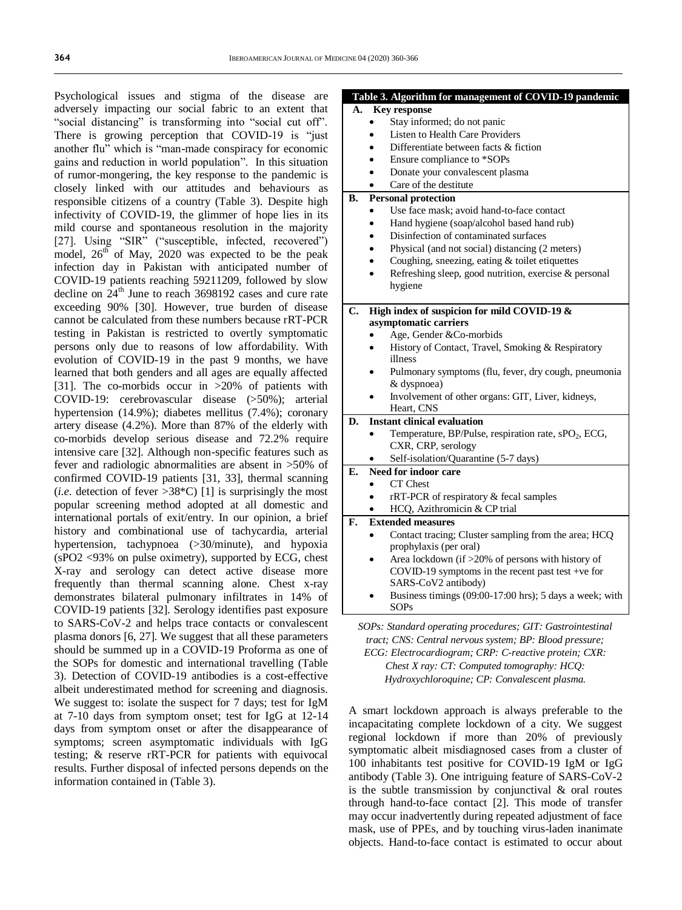Psychological issues and stigma of the disease are adversely impacting our social fabric to an extent that "social distancing" is transforming into "social cut off". There is growing perception that COVID-19 is "just another flu" which is "man-made conspiracy for economic gains and reduction in world population". In this situation of rumor-mongering, the key response to the pandemic is closely linked with our attitudes and behaviours as responsible citizens of a country (Table 3). Despite high infectivity of COVID-19, the glimmer of hope lies in its mild course and spontaneous resolution in the majority [27]. Using "SIR" ("susceptible, infected, recovered") model, 26$^{th}$ of May, 2020 was expected to be the peak infection day in Pakistan with anticipated number of COVID-19 patients reaching 59211209, followed by slow decline on 24$^{th}$ June to reach 3698192 cases and cure rate exceeding 90% [30]. However, true burden of disease cannot be calculated from these numbers because rRT-PCR testing in Pakistan is restricted to overtly symptomatic persons only due to reasons of low affordability. With evolution of COVID-19 in the past 9 months, we have learned that both genders and all ages are equally affected [31]. The co-morbids occur in >20% of patients with COVID-19: cerebrovascular disease (>50%); arterial hypertension (14.9%); diabetes mellitus (7.4%); coronary artery disease (4.2%). More than 87% of the elderly with co-morbids develop serious disease and 72.2% require intensive care [32]. Although non-specific features such as fever and radiologic abnormalities are absent in >50% of confirmed COVID-19 patients [31, 33], thermal scanning (*i.e*. detection of fever >38*C) [1] is surprisingly the most popular screening method adopted at all domestic and international portals of exit/entry. In our opinion, a brief history and combinational use of tachycardia, arterial hypertension, tachypnoea (>30/minute), and hypoxia ($sPO_2$ <93% on pulse oximetry), supported by ECG, chest X-ray and serology can detect active disease more frequently than thermal scanning alone. Chest x-ray demonstrates bilateral pulmonary infiltrates in 14% of COVID-19 patients [32]. Serology identifies past exposure to SARS-CoV-2 and helps trace contacts or convalescent plasma donors [6, 27]. We suggest that all these parameters should be summed up in a COVID-19 Proforma as one of the SOPs for domestic and international travelling (Table 3). Detection of COVID-19 antibodies is a cost-effective albeit underestimated method for screening and diagnosis. We suggest to: isolate the suspect for 7 days; test for IgM at 7-10 days from symptom onset; test for IgG at 12-14 days from symptom onset or after the disappearance of symptoms; screen asymptomatic individuals with IgG testing; & reserve rRT-PCR for patients with equivocal results. Further disposal of infected persons depends on the information contained in (Table 3).

**Table 3. Algorithm for management of COVID-19 pandemic**

| | |
|---|---|
| **A.** | **Key response** |
| | • Stay informed; do not panic<br>• Listen to Health Care Providers<br>• Differentiate between facts & fiction<br>• Ensure compliance to *SOPs<br>• Donate your convalescent plasma<br>• Care of the destitute |
| **B.** | **Personal protection** |
| | • Use face mask; avoid hand-to-face contact<br>• Hand hygiene (soap/alcohol based hand rub)<br>• Disinfection of contaminated surfaces<br>• Physical (and not social) distancing (2 meters)<br>• Coughing, sneezing, eating & toilet etiquettes<br>• Refreshing sleep, good nutrition, exercise & personal hygiene |
| **C.** | **High index of suspicion for mild COVID-19 & asymptomatic carriers** |
| | • Age, Gender &Co-morbids<br>• History of Contact, Travel, Smoking & Respiratory illness<br>• Pulmonary symptoms (flu, fever, dry cough, pneumonia & dyspnoea)<br>• Involvement of other organs: GIT, Liver, kidneys, Heart, CNS |
| **D.** | **Instant clinical evaluation** |
| | • Temperature, BP/Pulse, respiration rate, $sPO_2$, ECG, CXR, CRP, serology<br>• Self-isolation/Quarantine (5-7 days) |
| **E.** | **Need for indoor care** |
| | • CT Chest<br>• rRT-PCR of respiratory & fecal samples<br>• HCQ, Azithromicin & CP trial |
| **F.** | **Extended measures** |
| | • Contact tracing; Cluster sampling from the area; HCQ prophylaxis (per oral)<br>• Area lockdown (if >20% of persons with history of COVID-19 symptoms in the recent past test +ve for SARS-CoV2 antibody)<br>• Business timings (09:00-17:00 hrs); 5 days a week; with SOPs |

*SOPs: Standard operating procedures; GIT: Gastrointestinal tract; CNS: Central nervous system; BP: Blood pressure; ECG: Electrocardiogram; CRP: C-reactive protein; CXR: Chest X ray: CT: Computed tomography: HCQ: Hydroxychloroquine; CP: Convalescent plasma.*

A smart lockdown approach is always preferable to the incapacitating complete lockdown of a city. We suggest regional lockdown if more than 20% of previously symptomatic albeit misdiagnosed cases from a cluster of 100 inhabitants test positive for COVID-19 IgM or IgG antibody (Table 3). One intriguing feature of SARS-CoV-2 is the subtle transmission by conjunctival & oral routes through hand-to-face contact [2]. This mode of transfer may occur inadvertently during repeated adjustment of face mask, use of PPEs, and by touching virus-laden inanimate objects. Hand-to-face contact is estimated to occur about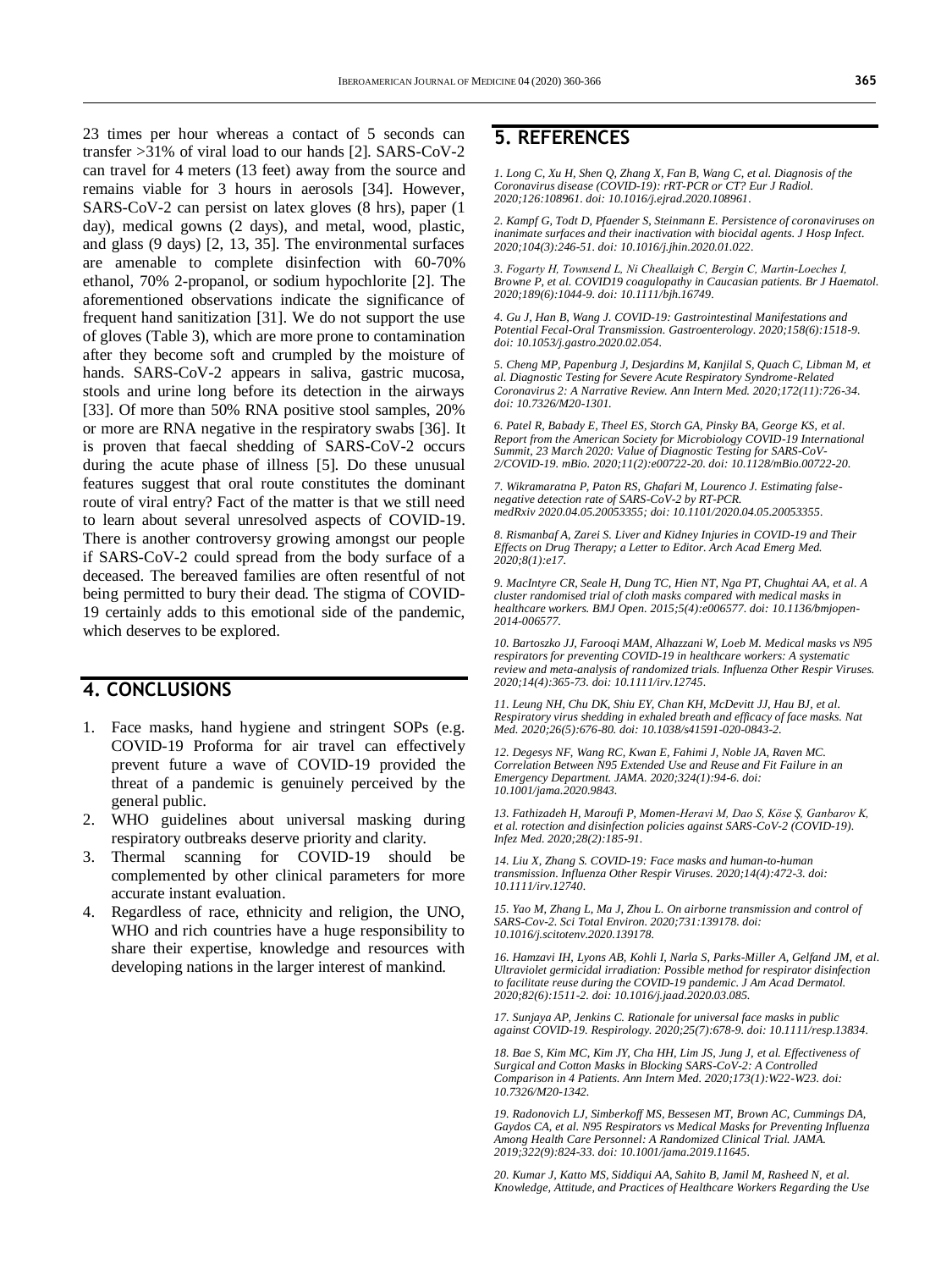23 times per hour whereas a contact of 5 seconds can transfer >31% of viral load to our hands [2]. SARS-CoV-2 can travel for 4 meters (13 feet) away from the source and remains viable for 3 hours in aerosols [34]. However, SARS-CoV-2 can persist on latex gloves (8 hrs), paper (1 day), medical gowns (2 days), and metal, wood, plastic, and glass (9 days) [2, 13, 35]. The environmental surfaces are amenable to complete disinfection with 60-70% ethanol, 70% 2-propanol, or sodium hypochlorite [2]. The aforementioned observations indicate the significance of frequent hand sanitization [31]. We do not support the use of gloves (Table 3), which are more prone to contamination after they become soft and crumpled by the moisture of hands. SARS-CoV-2 appears in saliva, gastric mucosa, stools and urine long before its detection in the airways [33]. Of more than 50% RNA positive stool samples, 20% or more are RNA negative in the respiratory swabs [36]. It is proven that faecal shedding of SARS-CoV-2 occurs during the acute phase of illness [5]. Do these unusual features suggest that oral route constitutes the dominant route of viral entry? Fact of the matter is that we still need to learn about several unresolved aspects of COVID-19. There is another controversy growing amongst our people if SARS-CoV-2 could spread from the body surface of a deceased. The bereaved families are often resentful of not being permitted to bury their dead. The stigma of COVID-19 certainly adds to this emotional side of the pandemic, which deserves to be explored.

## 4. CONCLUSIONS

1. Face masks, hand hygiene and stringent SOPs (e.g. COVID-19 Proforma for air travel can effectively prevent future a wave of COVID-19 provided the threat of a pandemic is genuinely perceived by the general public.
2. WHO guidelines about universal masking during respiratory outbreaks deserve priority and clarity.
3. Thermal scanning for COVID-19 should be complemented by other clinical parameters for more accurate instant evaluation.
4. Regardless of race, ethnicity and religion, the UNO, WHO and rich countries have a huge responsibility to share their expertise, knowledge and resources with developing nations in the larger interest of mankind.

## 5. REFERENCES

*1. Long C, Xu H, Shen Q, Zhang X, Fan B, Wang C, et al. Diagnosis of the Coronavirus disease (COVID-19): rRT-PCR or CT? Eur J Radiol. 2020;126:108961. doi: 10.1016/j.ejrad.2020.108961.*

*2. Kampf G, Todt D, Pfaender S, Steinmann E. Persistence of coronaviruses on inanimate surfaces and their inactivation with biocidal agents. J Hosp Infect. 2020;104(3):246-51. doi: 10.1016/j.jhin.2020.01.022.*

*3. Fogarty H, Townsend L, Ni Cheallaigh C, Bergin C, Martin-Loeches I, Browne P, et al. COVID19 coagulopathy in Caucasian patients. Br J Haematol. 2020;189(6):1044-9. doi: 10.1111/bjh.16749.*

*4. Gu J, Han B, Wang J. COVID-19: Gastrointestinal Manifestations and Potential Fecal-Oral Transmission. Gastroenterology. 2020;158(6):1518-9. doi: 10.1053/j.gastro.2020.02.054.*

*5. Cheng MP, Papenburg J, Desjardins M, Kanjilal S, Quach C, Libman M, et al. Diagnostic Testing for Severe Acute Respiratory Syndrome-Related Coronavirus 2: A Narrative Review. Ann Intern Med. 2020;172(11):726-34. doi: 10.7326/M20-1301.*

*6. Patel R, Babady E, Theel ES, Storch GA, Pinsky BA, George KS, et al. Report from the American Society for Microbiology COVID-19 International Summit, 23 March 2020: Value of Diagnostic Testing for SARS-CoV-2/COVID-19. mBio. 2020;11(2):e00722-20. doi: 10.1128/mBio.00722-20.*

*7. Wikramaratna P, Paton RS, Ghafari M, Lourenco J. Estimating false-negative detection rate of SARS-CoV-2 by RT-PCR. medRxiv 2020.04.05.20053355; doi: 10.1101/2020.04.05.20053355.*

*8. Rismanbaf A, Zarei S. Liver and Kidney Injuries in COVID-19 and Their Effects on Drug Therapy; a Letter to Editor. Arch Acad Emerg Med. 2020;8(1):e17.*

*9. MacIntyre CR, Seale H, Dung TC, Hien NT, Nga PT, Chughtai AA, et al. A cluster randomised trial of cloth masks compared with medical masks in healthcare workers. BMJ Open. 2015;5(4):e006577. doi: 10.1136/bmjopen-2014-006577.*

*10. Bartoszko JJ, Farooqi MAM, Alhazzani W, Loeb M. Medical masks vs N95 respirators for preventing COVID-19 in healthcare workers: A systematic review and meta-analysis of randomized trials. Influenza Other Respir Viruses. 2020;14(4):365-73. doi: 10.1111/irv.12745.*

*11. Leung NH, Chu DK, Shiu EY, Chan KH, McDevitt JJ, Hau BJ, et al. Respiratory virus shedding in exhaled breath and efficacy of face masks. Nat Med. 2020;26(5):676-80. doi: 10.1038/s41591-020-0843-2.*

*12. Degesys NF, Wang RC, Kwan E, Fahimi J, Noble JA, Raven MC. Correlation Between N95 Extended Use and Reuse and Fit Failure in an Emergency Department. JAMA. 2020;324(1):94-6. doi: 10.1001/jama.2020.9843.*

*13. Fathizadeh H, Maroufi P, Momen-Heravi M, Dao S, Köse Ş, Ganbarov K, et al. rotection and disinfection policies against SARS-CoV-2 (COVID-19). Infez Med. 2020;28(2):185-91.*

*14. Liu X, Zhang S. COVID-19: Face masks and human-to-human transmission. Influenza Other Respir Viruses. 2020;14(4):472-3. doi: 10.1111/irv.12740.*

*15. Yao M, Zhang L, Ma J, Zhou L. On airborne transmission and control of SARS-Cov-2. Sci Total Environ. 2020;731:139178. doi: 10.1016/j.scitotenv.2020.139178.*

*16. Hamzavi IH, Lyons AB, Kohli I, Narla S, Parks-Miller A, Gelfand JM, et al. Ultraviolet germicidal irradiation: Possible method for respirator disinfection to facilitate reuse during the COVID-19 pandemic. J Am Acad Dermatol. 2020;82(6):1511-2. doi: 10.1016/j.jaad.2020.03.085.*

*17. Sunjaya AP, Jenkins C. Rationale for universal face masks in public against COVID-19. Respirology. 2020;25(7):678-9. doi: 10.1111/resp.13834.*

*18. Bae S, Kim MC, Kim JY, Cha HH, Lim JS, Jung J, et al. Effectiveness of Surgical and Cotton Masks in Blocking SARS-CoV-2: A Controlled Comparison in 4 Patients. Ann Intern Med. 2020;173(1):W22-W23. doi: 10.7326/M20-1342.*

*19. Radonovich LJ, Simberkoff MS, Bessesen MT, Brown AC, Cummings DA, Gaydos CA, et al. N95 Respirators vs Medical Masks for Preventing Influenza Among Health Care Personnel: A Randomized Clinical Trial. JAMA. 2019;322(9):824-33. doi: 10.1001/jama.2019.11645.*

*20. Kumar J, Katto MS, Siddiqui AA, Sahito B, Jamil M, Rasheed N, et al. Knowledge, Attitude, and Practices of Healthcare Workers Regarding the Use*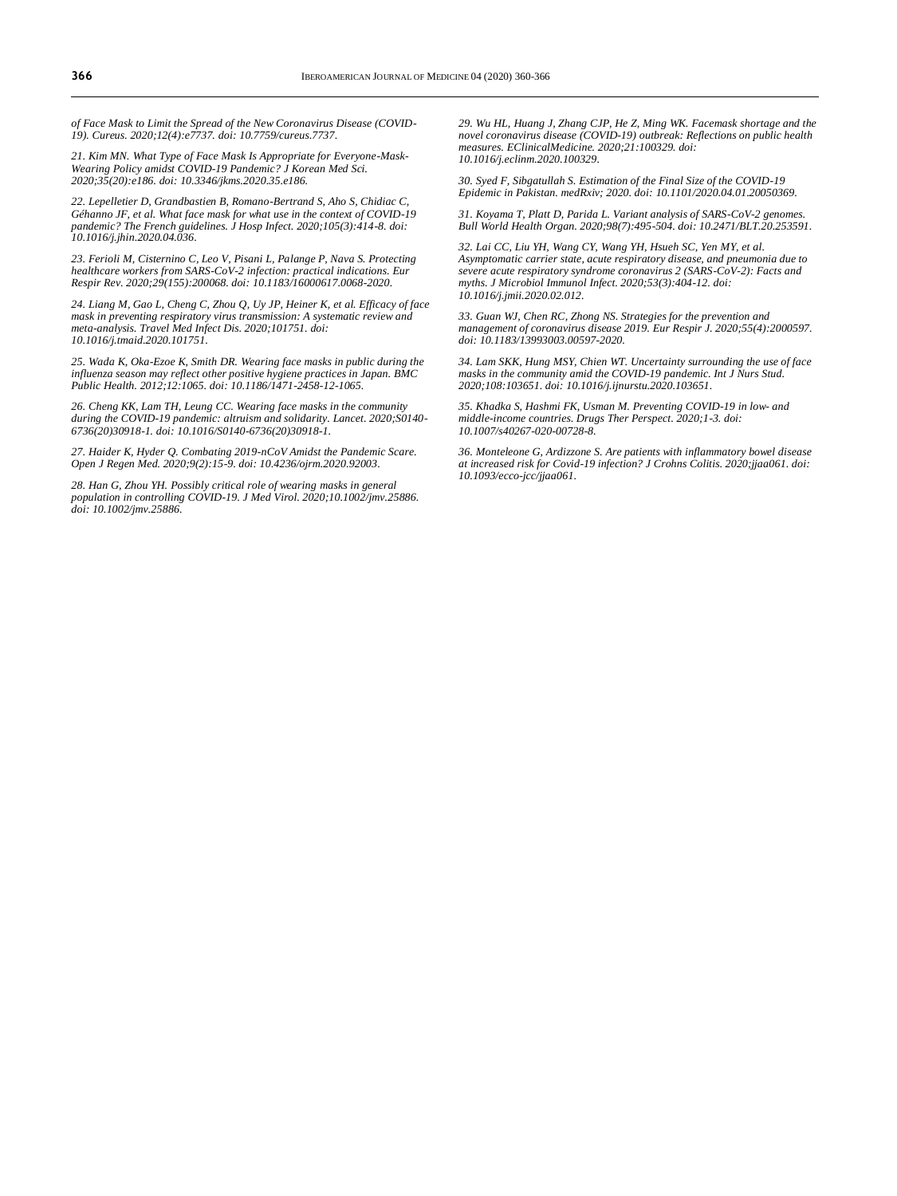*of Face Mask to Limit the Spread of the New Coronavirus Disease (COVID-19). Cureus. 2020;12(4):e7737. doi: 10.7759/cureus.7737.*

*21. Kim MN. What Type of Face Mask Is Appropriate for Everyone-Mask-Wearing Policy amidst COVID-19 Pandemic? J Korean Med Sci. 2020;35(20):e186. doi: 10.3346/jkms.2020.35.e186.*

*22. Lepelletier D, Grandbastien B, Romano-Bertrand S, Aho S, Chidiac C, Géhanno JF, et al. What face mask for what use in the context of COVID-19 pandemic? The French guidelines. J Hosp Infect. 2020;105(3):414-8. doi: 10.1016/j.jhin.2020.04.036.*

*23. Ferioli M, Cisternino C, Leo V, Pisani L, Palange P, Nava S. Protecting healthcare workers from SARS-CoV-2 infection: practical indications. Eur Respir Rev. 2020;29(155):200068. doi: 10.1183/16000617.0068-2020.*

*24. Liang M, Gao L, Cheng C, Zhou Q, Uy JP, Heiner K, et al. Efficacy of face mask in preventing respiratory virus transmission: A systematic review and meta-analysis. Travel Med Infect Dis. 2020;101751. doi: 10.1016/j.tmaid.2020.101751.*

*25. Wada K, Oka-Ezoe K, Smith DR. Wearing face masks in public during the influenza season may reflect other positive hygiene practices in Japan. BMC Public Health. 2012;12:1065. doi: 10.1186/1471-2458-12-1065.*

*26. Cheng KK, Lam TH, Leung CC. Wearing face masks in the community during the COVID-19 pandemic: altruism and solidarity. Lancet. 2020;S0140-6736(20)30918-1. doi: 10.1016/S0140-6736(20)30918-1.*

*27. Haider K, Hyder Q. Combating 2019-nCoV Amidst the Pandemic Scare. Open J Regen Med. 2020;9(2):15-9. doi: 10.4236/ojrm.2020.92003.*

*28. Han G, Zhou YH. Possibly critical role of wearing masks in general population in controlling COVID-19. J Med Virol. 2020;10.1002/jmv.25886. doi: 10.1002/jmv.25886.*

*29. Wu HL, Huang J, Zhang CJP, He Z, Ming WK. Facemask shortage and the novel coronavirus disease (COVID-19) outbreak: Reflections on public health measures. EClinicalMedicine. 2020;21:100329. doi: 10.1016/j.eclinm.2020.100329.*

*30. Syed F, Sibgatullah S. Estimation of the Final Size of the COVID-19 Epidemic in Pakistan. medRxiv; 2020. doi: 10.1101/2020.04.01.20050369.*

*31. Koyama T, Platt D, Parida L. Variant analysis of SARS-CoV-2 genomes. Bull World Health Organ. 2020;98(7):495-504. doi: 10.2471/BLT.20.253591.*

*32. Lai CC, Liu YH, Wang CY, Wang YH, Hsueh SC, Yen MY, et al. Asymptomatic carrier state, acute respiratory disease, and pneumonia due to severe acute respiratory syndrome coronavirus 2 (SARS-CoV-2): Facts and myths. J Microbiol Immunol Infect. 2020;53(3):404-12. doi: 10.1016/j.jmii.2020.02.012.*

*33. Guan WJ, Chen RC, Zhong NS. Strategies for the prevention and management of coronavirus disease 2019. Eur Respir J. 2020;55(4):2000597. doi: 10.1183/13993003.00597-2020.*

*34. Lam SKK, Hung MSY, Chien WT. Uncertainty surrounding the use of face masks in the community amid the COVID-19 pandemic. Int J Nurs Stud. 2020;108:103651. doi: 10.1016/j.ijnurstu.2020.103651.*

*35. Khadka S, Hashmi FK, Usman M. Preventing COVID-19 in low- and middle-income countries. Drugs Ther Perspect. 2020;1-3. doi: 10.1007/s40267-020-00728-8.*

*36. Monteleone G, Ardizzone S. Are patients with inflammatory bowel disease at increased risk for Covid-19 infection? J Crohns Colitis. 2020;jjaa061. doi: 10.1093/ecco-jcc/jjaa061.*